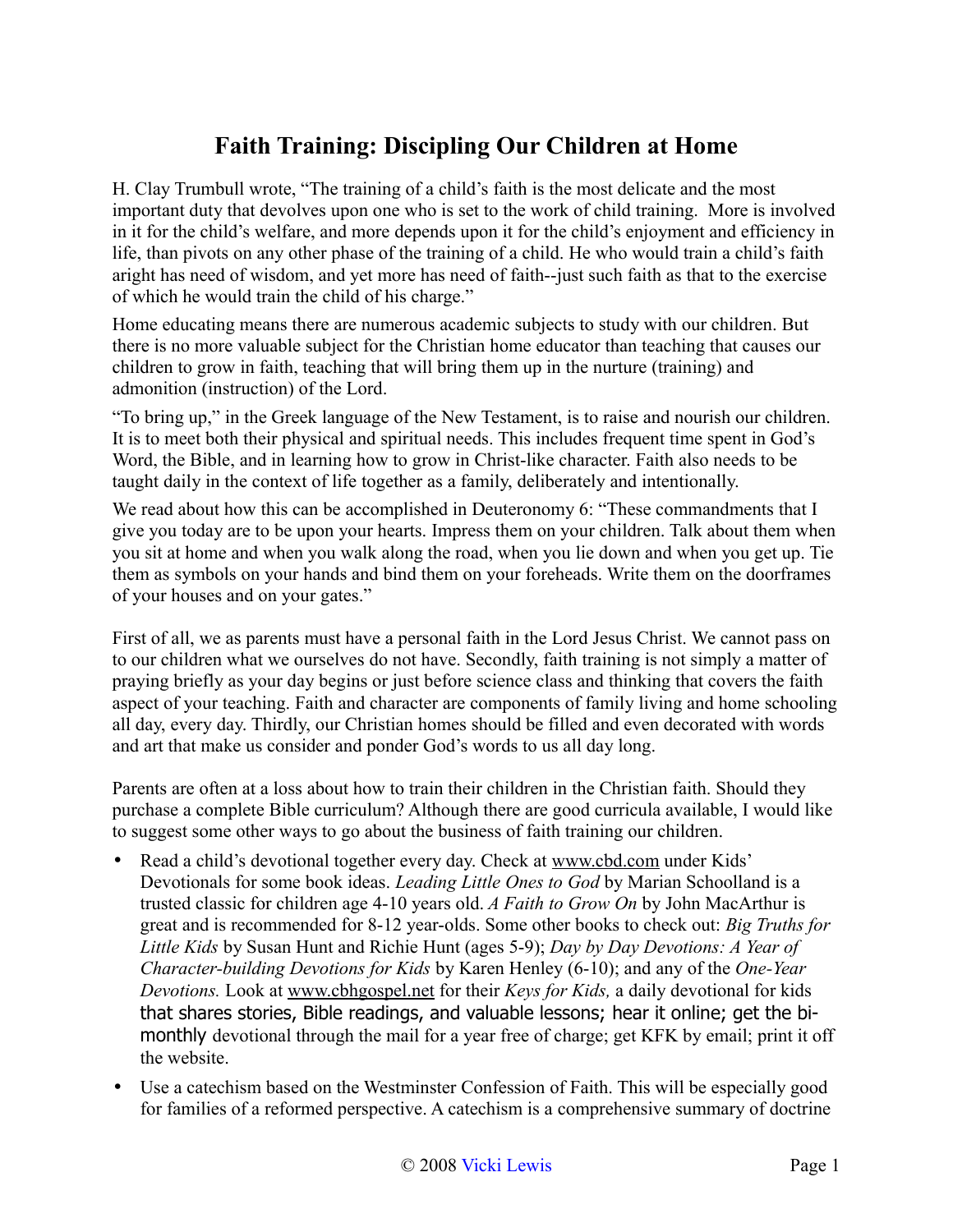# Faith Training: Discipling Our Children at Home

H. Clay Trumbull wrote, "The training of a child's faith is the most delicate and the most important duty that devolves upon one who is set to the work of child training. More is involved in it for the child's welfare, and more depends upon it for the child's enjoyment and efficiency in life, than pivots on any other phase of the training of a child. He who would train a child's faith aright has need of wisdom, and yet more has need of faith--just such faith as that to the exercise of which he would train the child of his charge."

Home educating means there are numerous academic subjects to study with our children. But there is no more valuable subject for the Christian home educator than teaching that causes our children to grow in faith, teaching that will bring them up in the nurture (training) and admonition (instruction) of the Lord.

"To bring up," in the Greek language of the New Testament, is to raise and nourish our children. It is to meet both their physical and spiritual needs. This includes frequent time spent in God's Word, the Bible, and in learning how to grow in Christ-like character. Faith also needs to be taught daily in the context of life together as a family, deliberately and intentionally.

We read about how this can be accomplished in Deuteronomy 6: "These commandments that I give you today are to be upon your hearts. Impress them on your children. Talk about them when you sit at home and when you walk along the road, when you lie down and when you get up. Tie them as symbols on your hands and bind them on your foreheads. Write them on the doorframes of your houses and on your gates."

First of all, we as parents must have a personal faith in the Lord Jesus Christ. We cannot pass on to our children what we ourselves do not have. Secondly, faith training is not simply a matter of praying briefly as your day begins or just before science class and thinking that covers the faith aspect of your teaching. Faith and character are components of family living and home schooling all day, every day. Thirdly, our Christian homes should be filled and even decorated with words and art that make us consider and ponder God's words to us all day long.

Parents are often at a loss about how to train their children in the Christian faith. Should they purchase a complete Bible curriculum? Although there are good curricula available, I would like to suggest some other ways to go about the business of faith training our children.

- Read a child's devotional together every day. Check at www.cbd.com under Kids' Devotionals for some book ideas. *Leading Little Ones to God* by Marian Schoolland is a trusted classic for children age 4-10 years old. *A Faith to Grow On* by John MacArthur is great and is recommended for 8-12 year-olds. Some other books to check out: *Big Truths for Little Kids* by Susan Hunt and Richie Hunt (ages 5-9); *Day by Day Devotions: A Year of Character-building Devotions for Kids* by Karen Henley (6-10); and any of the *One-Year Devotions.* Look at www.cbhgospel.net for their *Keys for Kids,* a daily devotional for kids that shares stories, Bible readings, and valuable lessons; hear it online; get the bi-monthly devotional through the mail for a year free of charge; get KFK by email; print it off the website.
- Use a catechism based on the Westminster Confession of Faith. This will be especially good for families of a reformed perspective. A catechism is a comprehensive summary of doctrine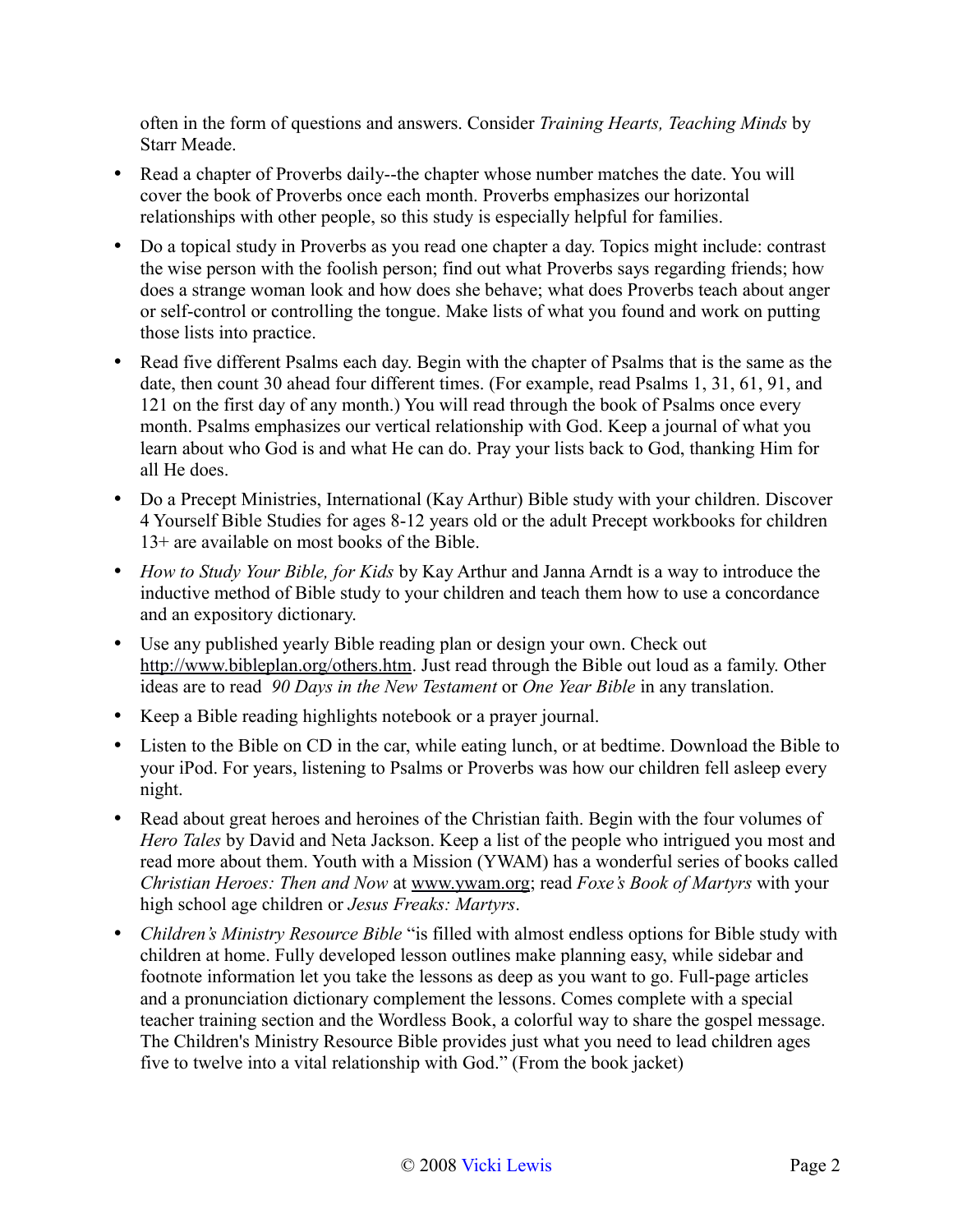often in the form of questions and answers. Consider *Training Hearts, Teaching Minds* by Starr Meade.

- Read a chapter of Proverbs daily--the chapter whose number matches the date. You will cover the book of Proverbs once each month. Proverbs emphasizes our horizontal relationships with other people, so this study is especially helpful for families.
- Do a topical study in Proverbs as you read one chapter a day. Topics might include: contrast the wise person with the foolish person; find out what Proverbs says regarding friends; how does a strange woman look and how does she behave; what does Proverbs teach about anger or self-control or controlling the tongue. Make lists of what you found and work on putting those lists into practice.
- Read five different Psalms each day. Begin with the chapter of Psalms that is the same as the date, then count 30 ahead four different times. (For example, read Psalms 1, 31, 61, 91, and 121 on the first day of any month.) You will read through the book of Psalms once every month. Psalms emphasizes our vertical relationship with God. Keep a journal of what you learn about who God is and what He can do. Pray your lists back to God, thanking Him for all He does.
- Do a Precept Ministries, International (Kay Arthur) Bible study with your children. Discover 4 Yourself Bible Studies for ages 8-12 years old or the adult Precept workbooks for children 13+ are available on most books of the Bible.
- *How to Study Your Bible, for Kids* by Kay Arthur and Janna Arndt is a way to introduce the inductive method of Bible study to your children and teach them how to use a concordance and an expository dictionary.
- Use any published yearly Bible reading plan or design your own. Check out http://www.bibleplan.org/others.htm. Just read through the Bible out loud as a family. Other ideas are to read *90 Days in the New Testament* or *One Year Bible* in any translation.
- Keep a Bible reading highlights notebook or a prayer journal.
- Listen to the Bible on CD in the car, while eating lunch, or at bedtime. Download the Bible to your iPod. For years, listening to Psalms or Proverbs was how our children fell asleep every night.
- Read about great heroes and heroines of the Christian faith. Begin with the four volumes of *Hero Tales* by David and Neta Jackson. Keep a list of the people who intrigued you most and read more about them. Youth with a Mission (YWAM) has a wonderful series of books called *Christian Heroes: Then and Now* at www.ywam.org; read *Foxe's Book of Martyrs* with your high school age children or *Jesus Freaks: Martyrs*.
- *Children's Ministry Resource Bible* "is filled with almost endless options for Bible study with children at home. Fully developed lesson outlines make planning easy, while sidebar and footnote information let you take the lessons as deep as you want to go. Full-page articles and a pronunciation dictionary complement the lessons. Comes complete with a special teacher training section and the Wordless Book, a colorful way to share the gospel message. The Children's Ministry Resource Bible provides just what you need to lead children ages five to twelve into a vital relationship with God." (From the book jacket)

© 2008 Vicki Lewis